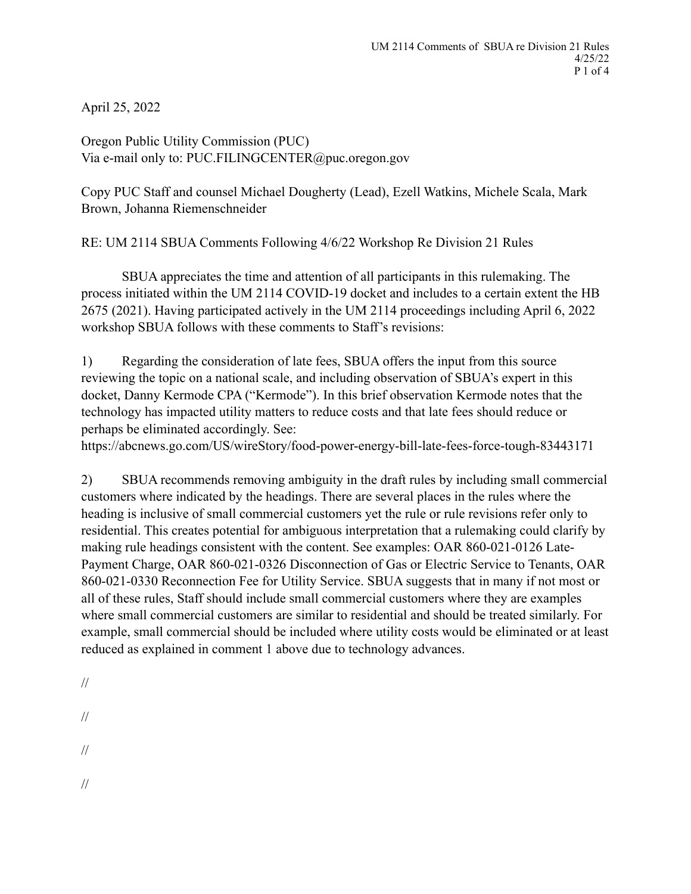April 25, 2022

Oregon Public Utility Commission (PUC)
Via e-mail only to: PUC.FILINGCENTER@puc.oregon.gov

Copy PUC Staff and counsel Michael Dougherty (Lead), Ezell Watkins, Michele Scala, Mark Brown, Johanna Riemenschneider

RE: UM 2114 SBUA Comments Following 4/6/22 Workshop Re Division 21 Rules

SBUA appreciates the time and attention of all participants in this rulemaking. The process initiated within the UM 2114 COVID-19 docket and includes to a certain extent the HB 2675 (2021). Having participated actively in the UM 2114 proceedings including April 6, 2022 workshop SBUA follows with these comments to Staff's revisions:

1) Regarding the consideration of late fees, SBUA offers the input from this source reviewing the topic on a national scale, and including observation of SBUA's expert in this docket, Danny Kermode CPA ("Kermode"). In this brief observation Kermode notes that the technology has impacted utility matters to reduce costs and that late fees should reduce or perhaps be eliminated accordingly. See: https://abcnews.go.com/US/wireStory/food-power-energy-bill-late-fees-force-tough-83443171

2) SBUA recommends removing ambiguity in the draft rules by including small commercial customers where indicated by the headings. There are several places in the rules where the heading is inclusive of small commercial customers yet the rule or rule revisions refer only to residential. This creates potential for ambiguous interpretation that a rulemaking could clarify by making rule headings consistent with the content. See examples: OAR 860-021-0126 Late-Payment Charge, OAR 860-021-0326 Disconnection of Gas or Electric Service to Tenants, OAR 860-021-0330 Reconnection Fee for Utility Service. SBUA suggests that in many if not most or all of these rules, Staff should include small commercial customers where they are examples where small commercial customers are similar to residential and should be treated similarly. For example, small commercial should be included where utility costs would be eliminated or at least reduced as explained in comment 1 above due to technology advances.

//

//

//

//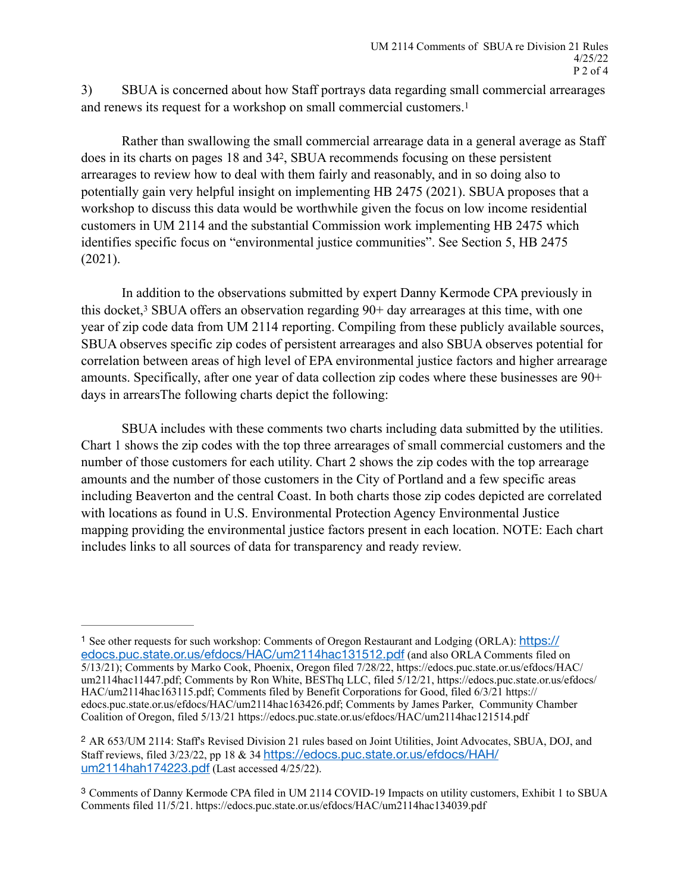3) SBUA is concerned about how Staff portrays data regarding small commercial arrearages and renews its request for a workshop on small commercial customers.[1]

Rather than swallowing the small commercial arrearage data in a general average as Staff does in its charts on pages 18 and 34[2], SBUA recommends focusing on these persistent arrearages to review how to deal with them fairly and reasonably, and in so doing also to potentially gain very helpful insight on implementing HB 2475 (2021). SBUA proposes that a workshop to discuss this data would be worthwhile given the focus on low income residential customers in UM 2114 and the substantial Commission work implementing HB 2475 which identifies specific focus on "environmental justice communities". See Section 5, HB 2475 (2021).

In addition to the observations submitted by expert Danny Kermode CPA previously in this docket,[3] SBUA offers an observation regarding 90+ day arrearages at this time, with one year of zip code data from UM 2114 reporting. Compiling from these publicly available sources, SBUA observes specific zip codes of persistent arrearages and also SBUA observes potential for correlation between areas of high level of EPA environmental justice factors and higher arrearage amounts. Specifically, after one year of data collection zip codes where these businesses are 90+ days in arrearsThe following charts depict the following:

SBUA includes with these comments two charts including data submitted by the utilities. Chart 1 shows the zip codes with the top three arrearages of small commercial customers and the number of those customers for each utility. Chart 2 shows the zip codes with the top arrearage amounts and the number of those customers in the City of Portland and a few specific areas including Beaverton and the central Coast. In both charts those zip codes depicted are correlated with locations as found in U.S. Environmental Protection Agency Environmental Justice mapping providing the environmental justice factors present in each location. NOTE: Each chart includes links to all sources of data for transparency and ready review.

---

[1] See other requests for such workshop: Comments of Oregon Restaurant and Lodging (ORLA): https://edocs.puc.state.or.us/efdocs/HAC/um2114hac131512.pdf (and also ORLA Comments filed on 5/13/21); Comments by Marko Cook, Phoenix, Oregon filed 7/28/22, https://edocs.puc.state.or.us/efdocs/HAC/um2114hac11447.pdf; Comments by Ron White, BESThq LLC, filed 5/12/21, https://edocs.puc.state.or.us/efdocs/HAC/um2114hac163115.pdf; Comments filed by Benefit Corporations for Good, filed 6/3/21 https://edocs.puc.state.or.us/efdocs/HAC/um2114hac163426.pdf; Comments by James Parker, Community Chamber Coalition of Oregon, filed 5/13/21 https://edocs.puc.state.or.us/efdocs/HAC/um2114hac121514.pdf

[2] AR 653/UM 2114: Staff's Revised Division 21 rules based on Joint Utilities, Joint Advocates, SBUA, DOJ, and Staff reviews, filed 3/23/22, pp 18 & 34 https://edocs.puc.state.or.us/efdocs/HAH/um2114hah174223.pdf (Last accessed 4/25/22).

[3] Comments of Danny Kermode CPA filed in UM 2114 COVID-19 Impacts on utility customers, Exhibit 1 to SBUA Comments filed 11/5/21. https://edocs.puc.state.or.us/efdocs/HAC/um2114hac134039.pdf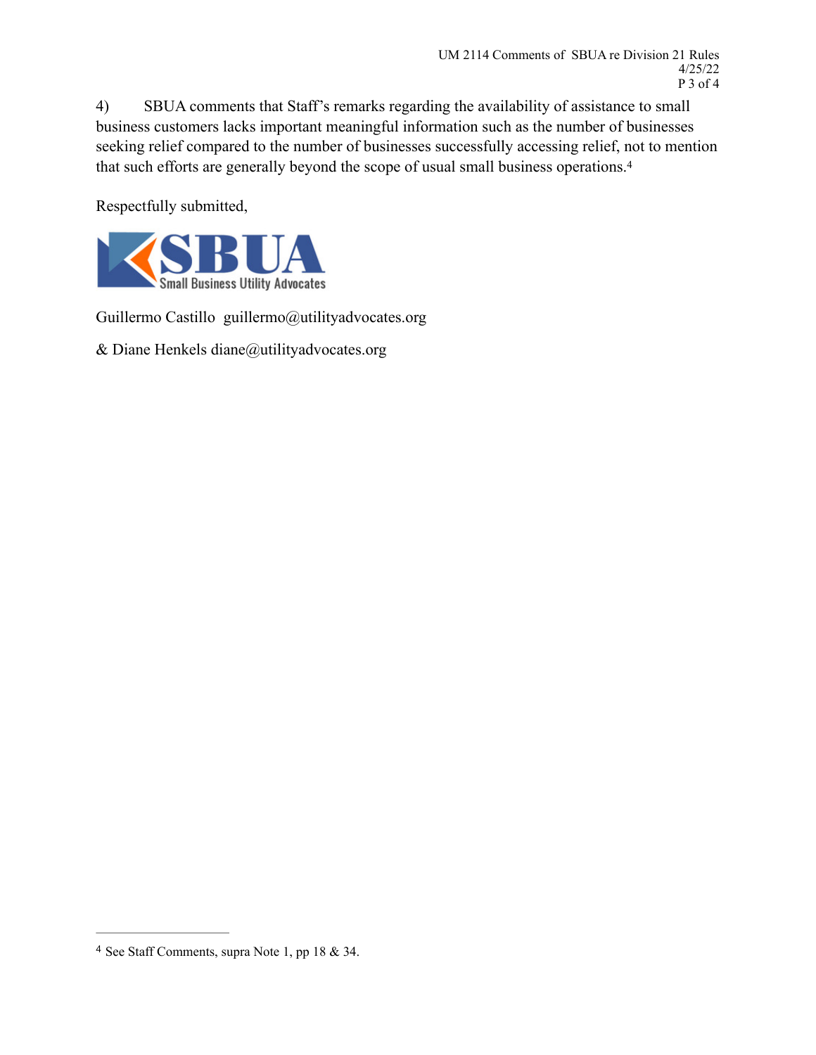4) SBUA comments that Staff's remarks regarding the availability of assistance to small business customers lacks important meaningful information such as the number of businesses seeking relief compared to the number of businesses successfully accessing relief, not to mention that such efforts are generally beyond the scope of usual small business operations.[4]

Respectfully submitted,

SBUA
Small Business Utility Advocates

Guillermo Castillo guillermo@utilityadvocates.org

& Diane Henkels diane@utilityadvocates.org

---

[4] See Staff Comments, supra Note 1, pp 18 & 34.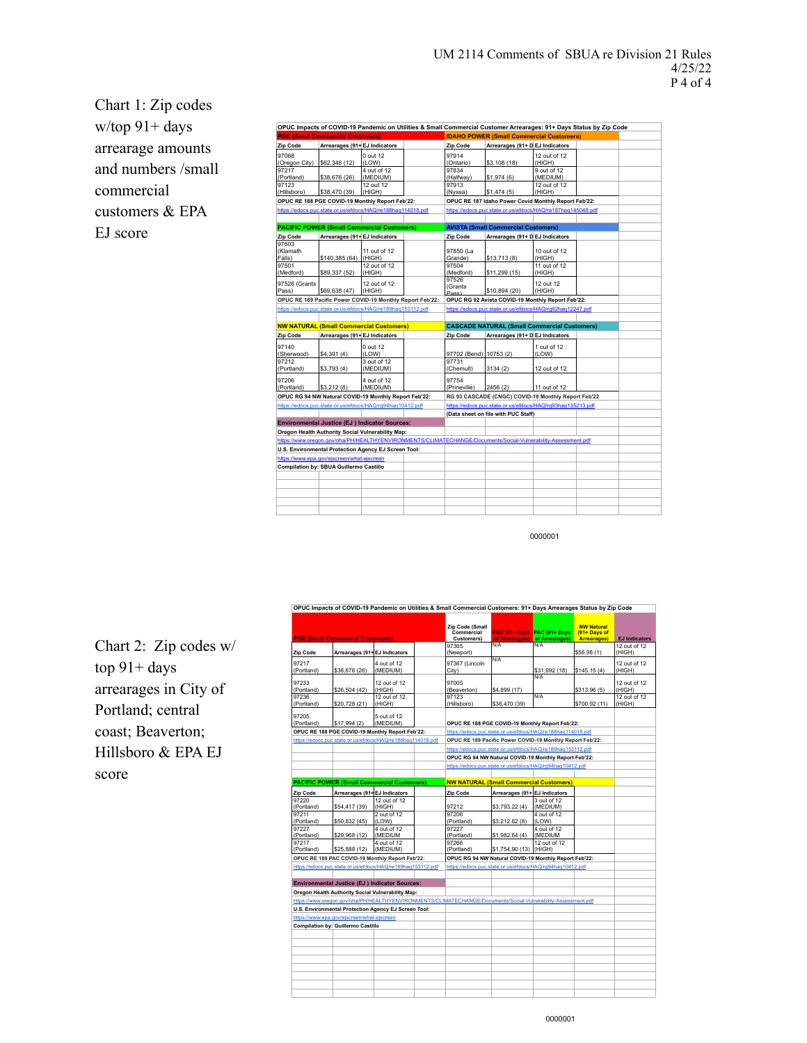Chart 1: Zip codes w/top 91+ days arrearage amounts and numbers /small commercial customers & EPA EJ score

OPUC Impacts of COVID-19 Pandemic on Utilities & Small Commercial Customer Arrearages: 91+ Days Status by Zip Code

| PGE (Small Commercial Customers) | | | IDAHO POWER (Small Commercial Customers) | | |
|---|---|---|---|---|---|
| Zip Code | Arrearages (91+ | EJ Indicators | Zip Code | Arrearages (91+ D | EJ Indicators |
| 97068 (Oregon City) | $62,346 (12) | 0 out 12 (LOW) | 97914 (Ontario) | $3,108 (18) | 12 out of 12 (HIGH) |
| 97217 (Portland) | $38,676 (26) | 4 out of 12 (MEDIUM) | 97834 (Halfway) | $1,974 (6) | 9 out of 12 (MEDIUM) |
| 97123 (Hillsboro) | $38,470 (39) | 12 out 12 (HIGH) | 97913 (Nyssa) | $1,474 (5) | 12 out of 12 (HIGH) |
| OPUC RE 188 PGE COVID-19 Monthly Report Feb'22: | | | OPUC RE 187 Idaho Power Covid Monthly Report Feb'22: | | |
| https://edocs.puc.state.or.us/efdocs/HAQ/re188haq114018.pdf | | | https://edocs.puc.state.or.us/efdocs/HAQ/re187haq145048.pdf | | |

| PACIFIC POWER (Small Commercial Customers) | | | AVISTA (Small Commercial Customers) | | |
|---|---|---|---|---|---|
| Zip Code | Arrearages (91+ | EJ Indicators | Zip Code | Arrearages (91+ D | EJ Indicators |
| 97603 (Klamath Falls) | $140,385 (64) | 11 out of 12 (HIGH) | 97850 (La Grande) | $13,713 (8) | 10 out of 12 (HIGH) |
| 97501 (Medford) | $89,337 (52) | 12 out of 12 (HIGH) | 97504 (Medford) | $11,299 (15) | 11 out of 12 (HIGH) |
| 97526 (Grants Pass) | $69,638 (47) | 12 out of 12 (HIGH) | 97526 (Grants Pass) | $10,894 (20) | 12 out 12 (HIGH) |
| OPUC RE 189 Pacific Power COVID-19 Monthly Report Feb'22: | | | OPUC RG 92 Avista COVID-19 Monthly Report Feb'22: | | |
| https://edocs.puc.state.or.us/efdocs/HAQ/re189haq153112.pdf | | | https://edocs.puc.state.or.us/efdocs/HAQ/rg92haq12247.pdf | | |

| NW NATURAL (Small Commercial Customers) | | | CASCADE NATURAL (Small Commercial Customers) | | |
|---|---|---|---|---|---|
| Zip Code | Arrearages (91+ | EJ Indicators | Zip Code | Arrearages (91+ D | EJ Indicators |
| 97140 (Sherwood) | $4,391 (4) | 0 out 12 (LOW) | 97702 (Bend) | 10753 (2) | 1 out of 12 (LOW) |
| 97212 (Portland) | $3,793 (4) | 3 out of 12 (MEDIUM) | 97731 (Chemult) | 3134 (2) | 12 out of 12 |
| 97206 (Portland) | $3,212 (8) | 4 out of 12 (MEDIUM) | 97754 (Prineville) | 2456 (2) | 11 out of 12 |
| OPUC RG 94 NW Natural COVID-19 Monthly Report Feb'22: | | | RG 93 CASCADE (CNGC) COVID-19 Monthly Report Feb'22 | | |
| https://edocs.puc.state.or.us/efdocs/HAQ/rg94haq10412.pdf | | | https://edocs.puc.state.or.us/efdocs/HAQ/rg93haq135213.pdf | | |
| | | | (Data sheet on file with PUC Staff) | | |

**Environmental Justice (EJ ) Indicator Sources:**

Oregon Health Authority Social Vulnerability Map:
https://www.oregon.gov/oha/PH/HEALTHYENVIRONMENTS/CLIMATECHANGE/Documents/Social-Vulnerability-Assessment.pdf

U.S. Environmental Protection Agency EJ Screen Tool:
https://www.epa.gov/ejscreen/what-ejscreen

Compilation by: SBUA Guillermo Castillo

0000001

Chart 2: Zip codes w/ top 91+ days arrearages in City of Portland; central coast; Beaverton; Hillsboro & EPA EJ score

OPUC Impacts of COVID-19 Pandemic on Utilities & Small Commercial Customers: 91+ Days Arrearages Status by Zip Code

| PGE (Small Commercial Customers) | | | Zip Code (Small Commercial Customers) | PGE (91+ Days of Arrearages) | PAC (91+ Days of Arrearages) | NW Natural (91+ Days of Arrearages) | EJ Indicators |
|---|---|---|---|---|---|---|---|
| Zip Code | Arrearages (91+ | EJ Indicators | 97365 (Newport) | N/A | N/A | $56.98 (1) | 12 out of 12 (HIGH) |
| 97217 (Portland) | $38,676 (26) | 4 out of 12 (MEDIUM) | 97367 (Lincoln City) | N/A | $31,692 (18) | $145.15 (4) | 12 out of 12 (HIGH) |
| 97233 (Portland) | $26,504 (42) | 12 out of 12 (HIGH) | 97005 (Beaverton) | $4,899 (17) | N/A | $313.96 (5) | 12 out of 12 (HIGH) |
| 97236 (Portland) | $20,728 (21) | 12 out of 12 (HIGH) | 97123 (Hillsboro) | $38,470 (39) | N/A | $700.92 (11) | 12 out of 12 (HIGH) |
| 97205 (Portland) | $17,994 (2) | 5 out of 12 (MEDIUM) | | | | | |
| OPUC RE 188 PGE COVID-19 Monthly Report Feb'22: | | | OPUC RE 188 PGE COVID-19 Monthly Report Feb'22: | | | | |
| https://edocs.puc.state.or.us/efdocs/HAQ/re188haq114018.pdf | | | https://edocs.puc.state.or.us/efdocs/HAQ/re188haq114018.pdf | | | | |
| | | | OPUC RE 189 Pacific Power COVID-19 Monthly Report Feb'22: | | | | |
| | | | https://edocs.puc.state.or.us/efdocs/HAQ/re189haq153112.pdf | | | | |
| | | | OPUC RG 94 NW Natural COVID-19 Monthly Report Feb'22: | | | | |
| | | | https://edocs.puc.state.or.us/efdocs/HAQ/rg94haq10412.pdf | | | | |

| PACIFIC POWER (Small Commercial Customers) | | | NW NATURAL (Small Commercial Customers) | | |
|---|---|---|---|---|---|
| Zip Code | Arrearages (91+ | EJ Indicators | Zip Code | Arrearages (91+ | EJ Indicators |
| 97220 (Portland) | $54,417 (39) | 12 out of 12 (HIGH) | 97212 | $3,793.22 (4) | 3 out of 12 (MEDIUM) |
| 97211 (Portland) | $50,832 (45) | 2 out of 12 (LOW) | 97206 (Portland) | $3,212.62 (8) | 4 out of 12 (LOW) |
| 97227 (Portland) | $29,968 (12) | 4 out of 12 (MEDIUM | 97227 (Portland) | $1,982.64 (4) | 4 out of 12 (MEDIUM |
| 97217 (Portland) | $25,888 (12) | 4 out of 12 (MEDIUM) | 97266 (Portland) | $1,754.90 (13) | 12 out of 12 (HIGH) |
| OPUC RE 189 PAC COVID-19 Monthly Report Feb'22: | | | OPUC RG 94 NW Natural COVID-19 Monthly Report Feb'22: | | |
| https://edocs.puc.state.or.us/efdocs/HAQ/re189haq153112.pdf | | | https://edocs.puc.state.or.us/efdocs/HAQ/rg94haq10412.pdf | | |

**Environmental Justice (EJ ) Indicator Sources:**

Oregon Health Authority Social Vulnerability Map:
https://www.oregon.gov/oha/PH/HEALTHYENVIRONMENTS/CLIMATECHANGE/Documents/Social-Vulnerability-Assessment.pdf

U.S. Environmental Protection Agency EJ Screen Tool:
https://www.epa.gov/ejscreen/what-ejscreen

Compilation by: Guillermo Castillo

0000001